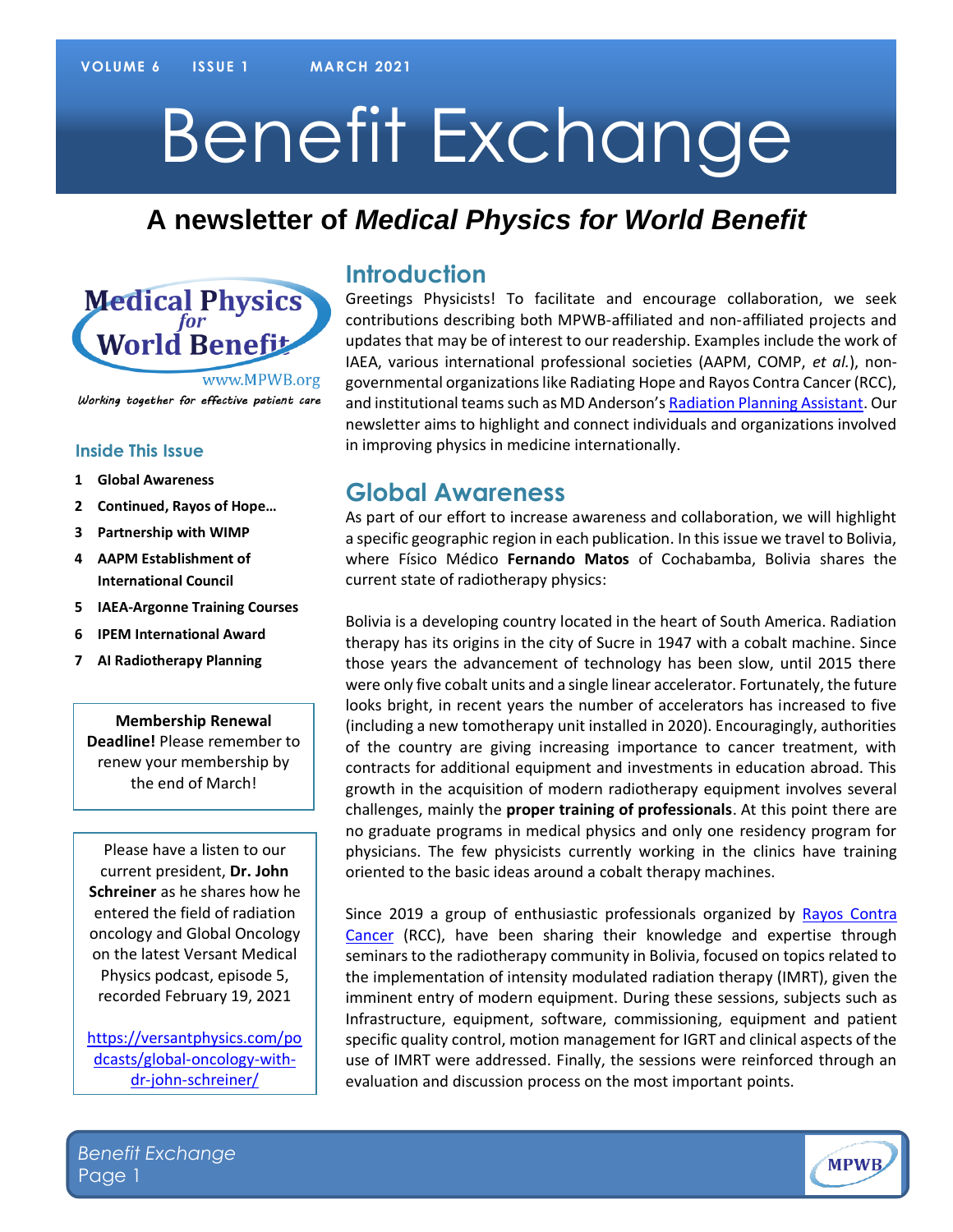# Benefit Exchange

## A newsletter of *Medical Physics for World Benefit*

Medical Physics *for* World Benefit
www.MPWB.org
*Working together for effective patient care*

### Inside This Issue

1. **Global Awareness**
2. **Continued, Rayos of Hope…**
3. **Partnership with WIMP**
4. **AAPM Establishment of International Council**
5. **IAEA-Argonne Training Courses**
6. **IPEM International Award**
7. **AI Radiotherapy Planning**

**Membership Renewal Deadline!** Please remember to renew your membership by the end of March!

Please have a listen to our current president, **Dr. John Schreiner** as he shares how he entered the field of radiation oncology and Global Oncology on the latest Versant Medical Physics podcast, episode 5, recorded February 19, 2021

[https://versantphysics.com/podcasts/global-oncology-with-dr-john-schreiner/](https://versantphysics.com/podcasts/global-oncology-with-dr-john-schreiner/)

## Introduction

Greetings Physicists! To facilitate and encourage collaboration, we seek contributions describing both MPWB-affiliated and non-affiliated projects and updates that may be of interest to our readership. Examples include the work of IAEA, various international professional societies (AAPM, COMP, *et al.*), non-governmental organizations like Radiating Hope and Rayos Contra Cancer (RCC), and institutional teams such as MD Anderson's Radiation Planning Assistant. Our newsletter aims to highlight and connect individuals and organizations involved in improving physics in medicine internationally.

## Global Awareness

As part of our effort to increase awareness and collaboration, we will highlight a specific geographic region in each publication. In this issue we travel to Bolivia, where Físico Médico **Fernando Matos** of Cochabamba, Bolivia shares the current state of radiotherapy physics:

Bolivia is a developing country located in the heart of South America. Radiation therapy has its origins in the city of Sucre in 1947 with a cobalt machine. Since those years the advancement of technology has been slow, until 2015 there were only five cobalt units and a single linear accelerator. Fortunately, the future looks bright, in recent years the number of accelerators has increased to five (including a new tomotherapy unit installed in 2020). Encouragingly, authorities of the country are giving increasing importance to cancer treatment, with contracts for additional equipment and investments in education abroad. This growth in the acquisition of modern radiotherapy equipment involves several challenges, mainly the **proper training of professionals**. At this point there are no graduate programs in medical physics and only one residency program for physicians. The few physicists currently working in the clinics have training oriented to the basic ideas around a cobalt therapy machines.

Since 2019 a group of enthusiastic professionals organized by Rayos Contra Cancer (RCC), have been sharing their knowledge and expertise through seminars to the radiotherapy community in Bolivia, focused on topics related to the implementation of intensity modulated radiation therapy (IMRT), given the imminent entry of modern equipment. During these sessions, subjects such as Infrastructure, equipment, software, commissioning, equipment and patient specific quality control, motion management for IGRT and clinical aspects of the use of IMRT were addressed. Finally, the sessions were reinforced through an evaluation and discussion process on the most important points.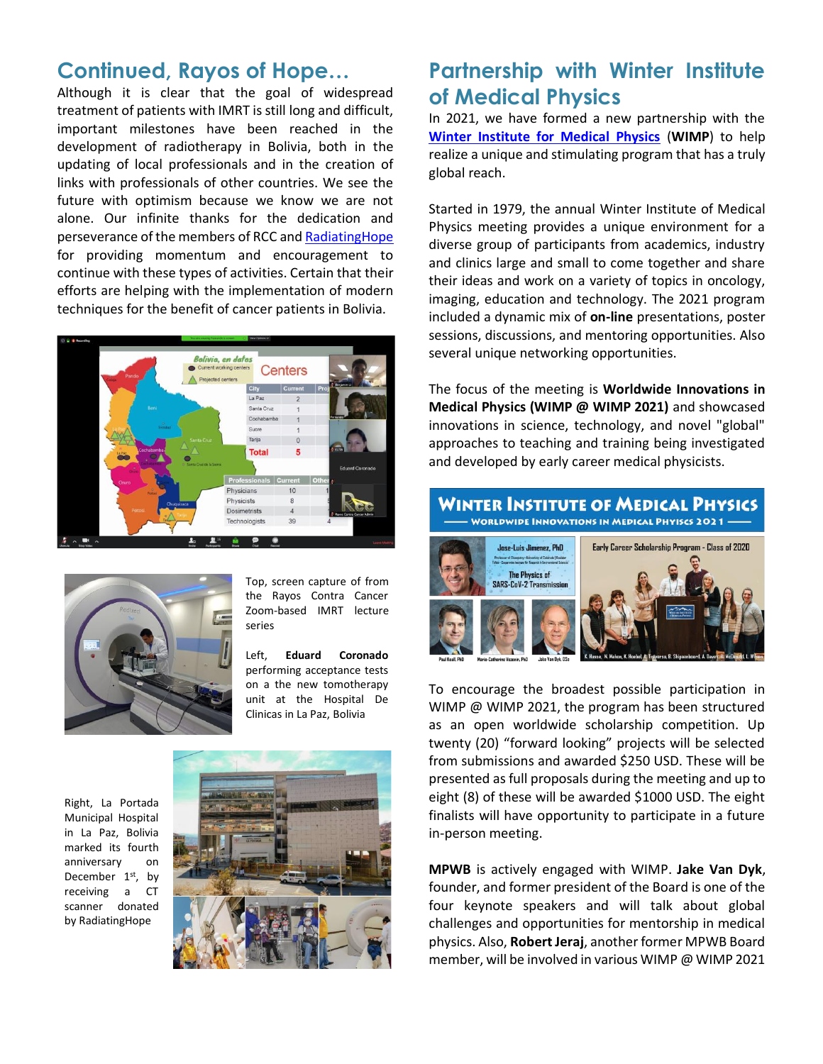## Continued, Rayos of Hope…

Although it is clear that the goal of widespread treatment of patients with IMRT is still long and difficult, important milestones have been reached in the development of radiotherapy in Bolivia, both in the updating of local professionals and in the creation of links with professionals of other countries. We see the future with optimism because we know we are not alone. Our infinite thanks for the dedication and perseverance of the members of RCC and [RadiatingHope](RadiatingHope) for providing momentum and encouragement to continue with these types of activities. Certain that their efforts are helping with the implementation of modern techniques for the benefit of cancer patients in Bolivia.

Top, screen capture of from the Rayos Contra Cancer Zoom-based IMRT lecture series

Left, **Eduard Coronado** performing acceptance tests on a the new tomotherapy unit at the Hospital De Clinicas in La Paz, Bolivia

Right, La Portada Municipal Hospital in La Paz, Bolivia marked its fourth anniversary on December 1st, by receiving a CT scanner donated by RadiatingHope

## Partnership with Winter Institute of Medical Physics

In 2021, we have formed a new partnership with the [Winter Institute for Medical Physics](Winter Institute for Medical Physics) (**WIMP**) to help realize a unique and stimulating program that has a truly global reach.

Started in 1979, the annual Winter Institute of Medical Physics meeting provides a unique environment for a diverse group of participants from academics, industry and clinics large and small to come together and share their ideas and work on a variety of topics in oncology, imaging, education and technology. The 2021 program included a dynamic mix of **on-line** presentations, poster sessions, discussions, and mentoring opportunities. Also several unique networking opportunities.

The focus of the meeting is **Worldwide Innovations in Medical Physics (WIMP @ WIMP 2021)** and showcased innovations in science, technology, and novel "global" approaches to teaching and training being investigated and developed by early career medical physicists.

To encourage the broadest possible participation in WIMP @ WIMP 2021, the program has been structured as an open worldwide scholarship competition. Up twenty (20) “forward looking” projects will be selected from submissions and awarded $250 USD. These will be presented as full proposals during the meeting and up to eight (8) of these will be awarded $1000 USD. The eight finalists will have opportunity to participate in a future in-person meeting.

**MPWB** is actively engaged with WIMP. **Jake Van Dyk**, founder, and former president of the Board is one of the four keynote speakers and will talk about global challenges and opportunities for mentorship in medical physics. Also, **Robert Jeraj**, another former MPWB Board member, will be involved in various WIMP @ WIMP 2021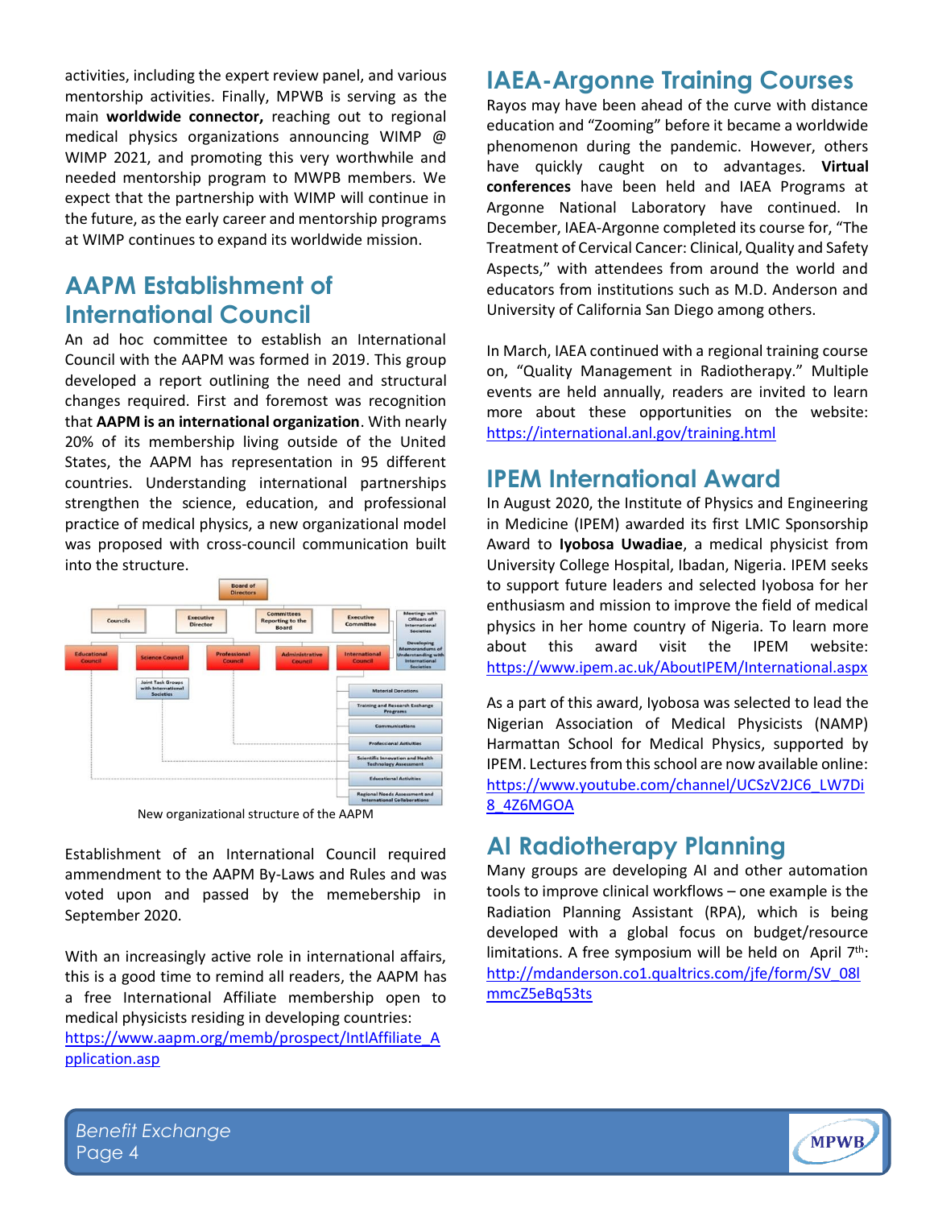activities, including the expert review panel, and various mentorship activities. Finally, MPWB is serving as the main **worldwide connector,** reaching out to regional medical physics organizations announcing WIMP @ WIMP 2021, and promoting this very worthwhile and needed mentorship program to MWPB members. We expect that the partnership with WIMP will continue in the future, as the early career and mentorship programs at WIMP continues to expand its worldwide mission.

## AAPM Establishment of International Council

An ad hoc committee to establish an International Council with the AAPM was formed in 2019. This group developed a report outlining the need and structural changes required. First and foremost was recognition that **AAPM is an international organization**. With nearly 20% of its membership living outside of the United States, the AAPM has representation in 95 different countries. Understanding international partnerships strengthen the science, education, and professional practice of medical physics, a new organizational model was proposed with cross-council communication built into the structure.

Board of Directors
Councils
Executive Director
Committees Reporting to the Board
Executive Committee
Meetings with Officers of International Societies
Developing Memorandums of Understanding with International Societies
Educational Council
Science Council
Professional Council
Administrative Council
International Council
Joint Task Groups with International Societies
Material Donations
Training and Research Exchange Programs
Communications
Professional Activities
Scientific Innovation and Health Technology Assessment
Educational Activities
Regional Needs Assessment and International Collaborations

New organizational structure of the AAPM

Establishment of an International Council required ammendment to the AAPM By-Laws and Rules and was voted upon and passed by the memebership in September 2020.

With an increasingly active role in international affairs, this is a good time to remind all readers, the AAPM has a free International Affiliate membership open to medical physicists residing in developing countries: https://www.aapm.org/memb/prospect/IntlAffiliate_Application.asp

## IAEA-Argonne Training Courses

Rayos may have been ahead of the curve with distance education and "Zooming" before it became a worldwide phenomenon during the pandemic. However, others have quickly caught on to advantages. **Virtual conferences** have been held and IAEA Programs at Argonne National Laboratory have continued. In December, IAEA-Argonne completed its course for, "The Treatment of Cervical Cancer: Clinical, Quality and Safety Aspects," with attendees from around the world and educators from institutions such as M.D. Anderson and University of California San Diego among others.

In March, IAEA continued with a regional training course on, "Quality Management in Radiotherapy." Multiple events are held annually, readers are invited to learn more about these opportunities on the website: https://international.anl.gov/training.html

## IPEM International Award

In August 2020, the Institute of Physics and Engineering in Medicine (IPEM) awarded its first LMIC Sponsorship Award to **Iyobosa Uwadiae**, a medical physicist from University College Hospital, Ibadan, Nigeria. IPEM seeks to support future leaders and selected Iyobosa for her enthusiasm and mission to improve the field of medical physics in her home country of Nigeria. To learn more about this award visit the IPEM website: https://www.ipem.ac.uk/AboutIPEM/International.aspx

As a part of this award, Iyobosa was selected to lead the Nigerian Association of Medical Physicists (NAMP) Harmattan School for Medical Physics, supported by IPEM. Lectures from this school are now available online: https://www.youtube.com/channel/UCSzV2JC6_LW7Di8_4Z6MGOA

## AI Radiotherapy Planning

Many groups are developing AI and other automation tools to improve clinical workflows – one example is the Radiation Planning Assistant (RPA), which is being developed with a global focus on budget/resource limitations. A free symposium will be held on April 7th: http://mdanderson.co1.qualtrics.com/jfe/form/SV_08lmmcZ5eBq53ts